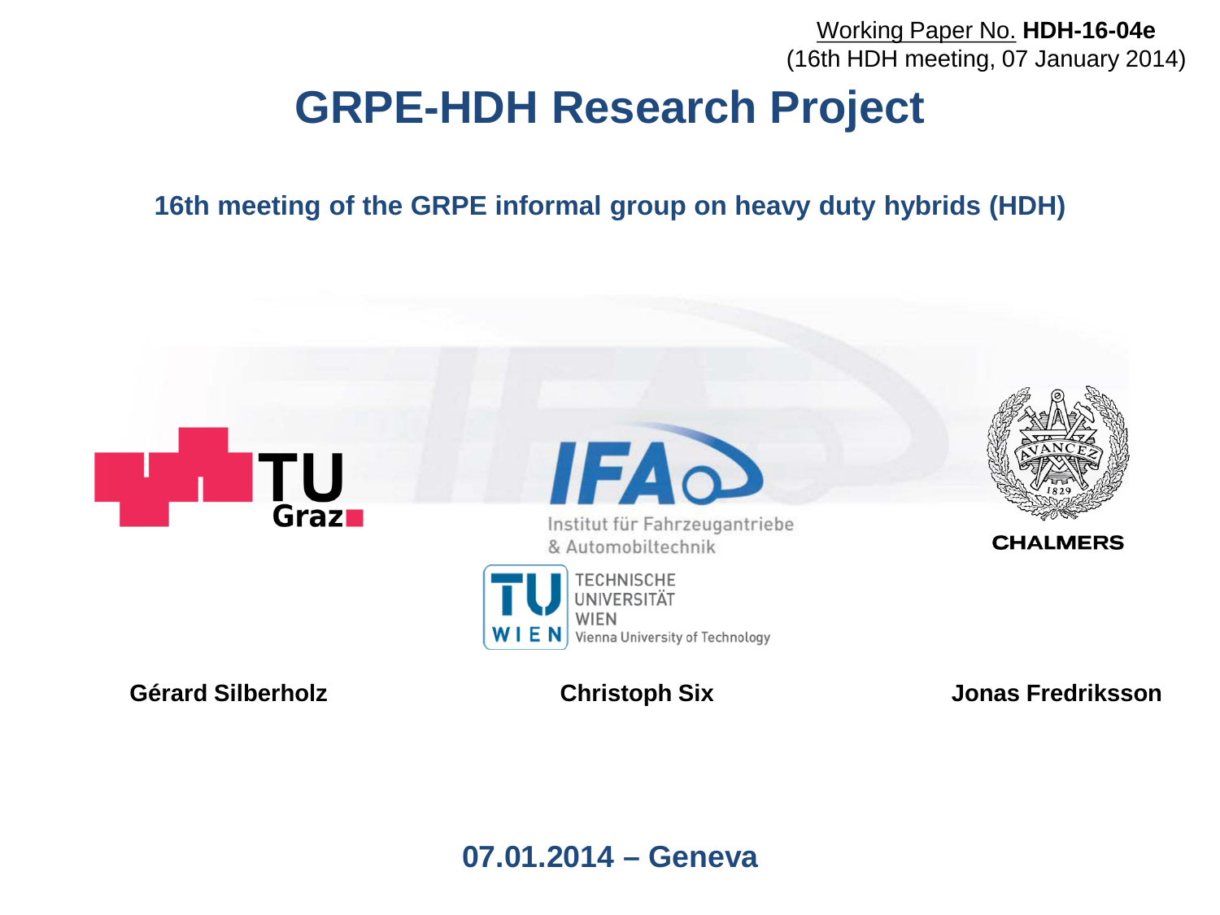Working Paper No. **HDH-16-04e**
(16th HDH meeting, 07 January 2014)

# GRPE-HDH Research Project

## 16th meeting of the GRPE informal group on heavy duty hybrids (HDH)

TU Graz

IFA – Institut für Fahrzeugantriebe & Automobiltechnik

TU WIEN – Technische Universität Wien – Vienna University of Technology

CHALMERS

**Gérard Silberholz** **Christoph Six** **Jonas Fredriksson**

**07.01.2014 – Geneva**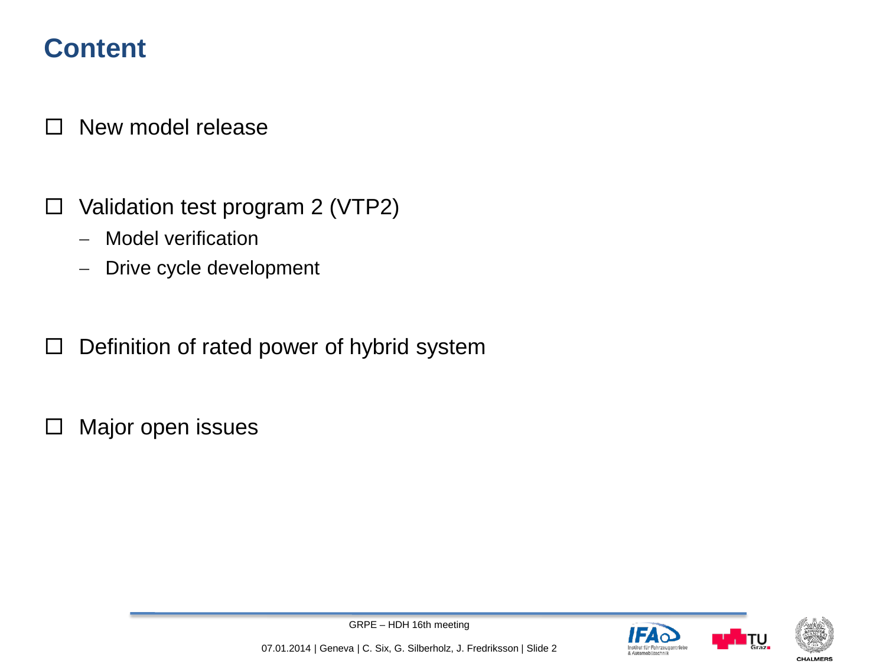# Content

- New model release

- Validation test program 2 (VTP2)
  - Model verification
  - Drive cycle development

- Definition of rated power of hybrid system

- Major open issues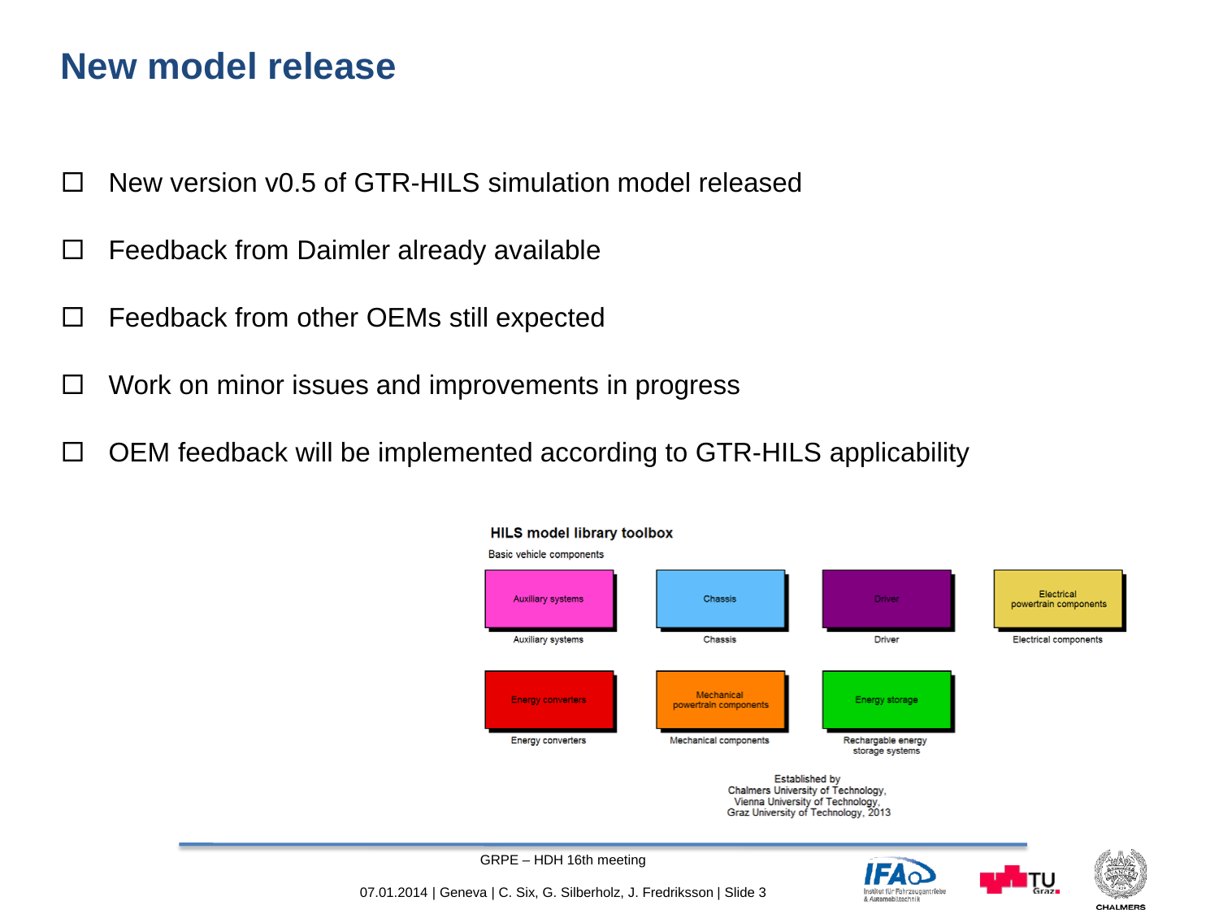# New model release

- New version v0.5 of GTR-HILS simulation model released
- Feedback from Daimler already available
- Feedback from other OEMs still expected
- Work on minor issues and improvements in progress
- OEM feedback will be implemented according to GTR-HILS applicability

**HILS model library toolbox**

Basic vehicle components

| Block | Label |
| --- | --- |
| Auxiliary systems | Auxiliary systems |
| Chassis | Chassis |
| Driver | Driver |
| Electrical powertrain components | Electrical components |
| Energy converters | Energy converters |
| Mechanical powertrain components | Mechanical components |
| Energy storage | Rechargable energy storage systems |

Established by Chalmers University of Technology, Vienna University of Technology, Graz University of Technology, 2013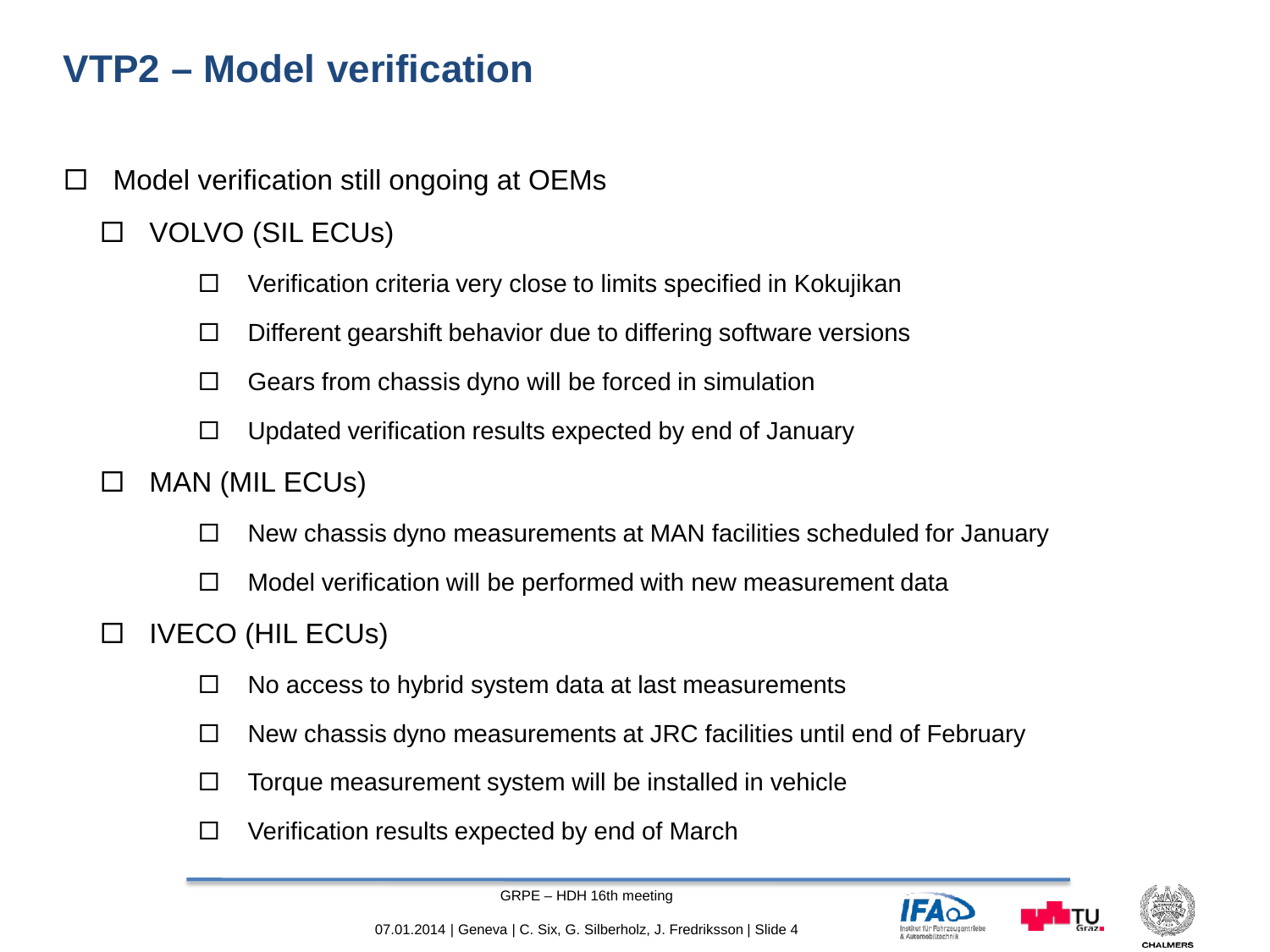# VTP2 – Model verification

- Model verification still ongoing at OEMs
  - VOLVO (SIL ECUs)
    - Verification criteria very close to limits specified in Kokujikan
    - Different gearshift behavior due to differing software versions
    - Gears from chassis dyno will be forced in simulation
    - Updated verification results expected by end of January
  - MAN (MIL ECUs)
    - New chassis dyno measurements at MAN facilities scheduled for January
    - Model verification will be performed with new measurement data
  - IVECO (HIL ECUs)
    - No access to hybrid system data at last measurements
    - New chassis dyno measurements at JRC facilities until end of February
    - Torque measurement system will be installed in vehicle
    - Verification results expected by end of March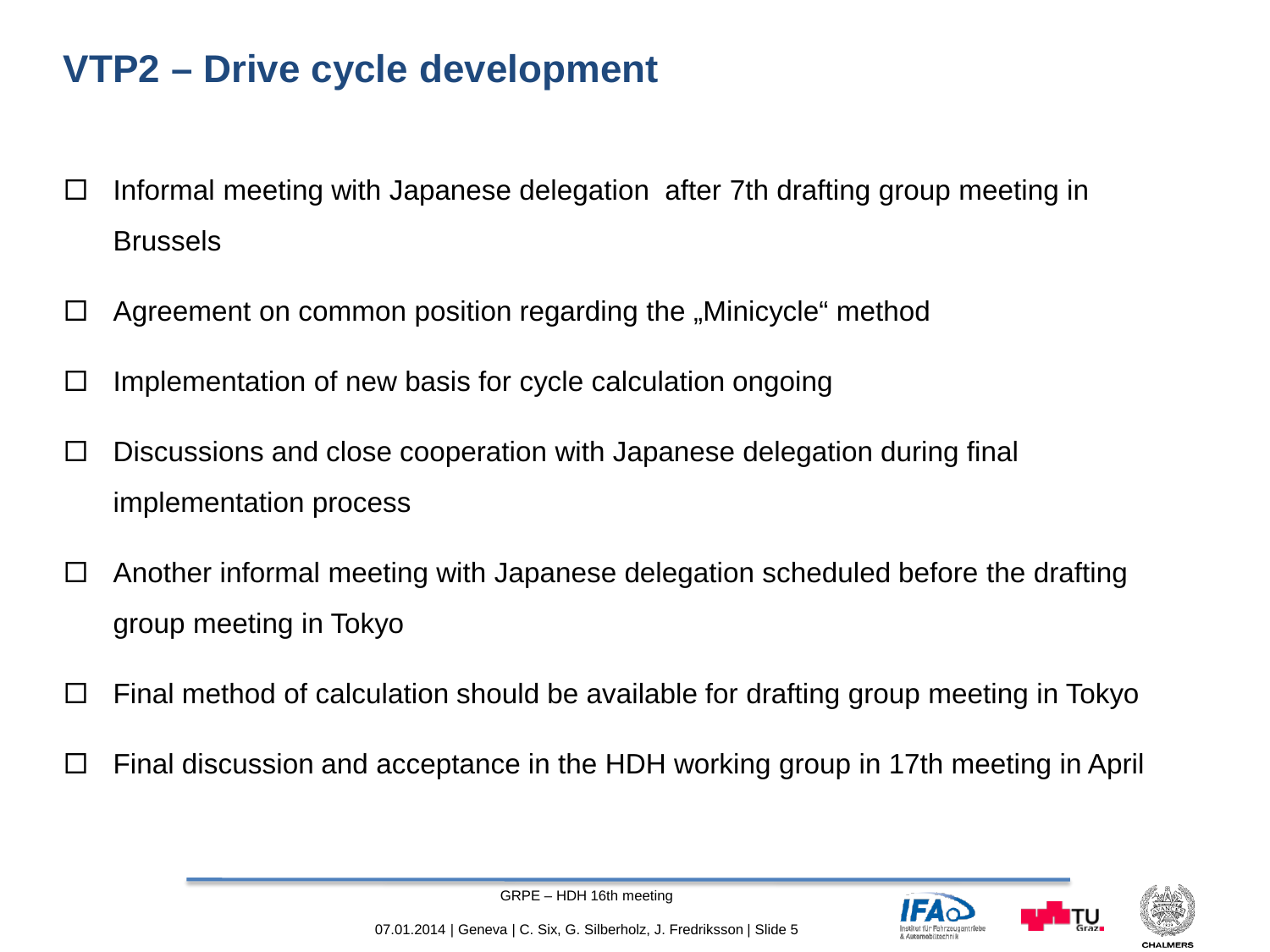# VTP2 – Drive cycle development

- Informal meeting with Japanese delegation after 7th drafting group meeting in Brussels
- Agreement on common position regarding the „Minicycle“ method
- Implementation of new basis for cycle calculation ongoing
- Discussions and close cooperation with Japanese delegation during final implementation process
- Another informal meeting with Japanese delegation scheduled before the drafting group meeting in Tokyo
- Final method of calculation should be available for drafting group meeting in Tokyo
- Final discussion and acceptance in the HDH working group in 17th meeting in April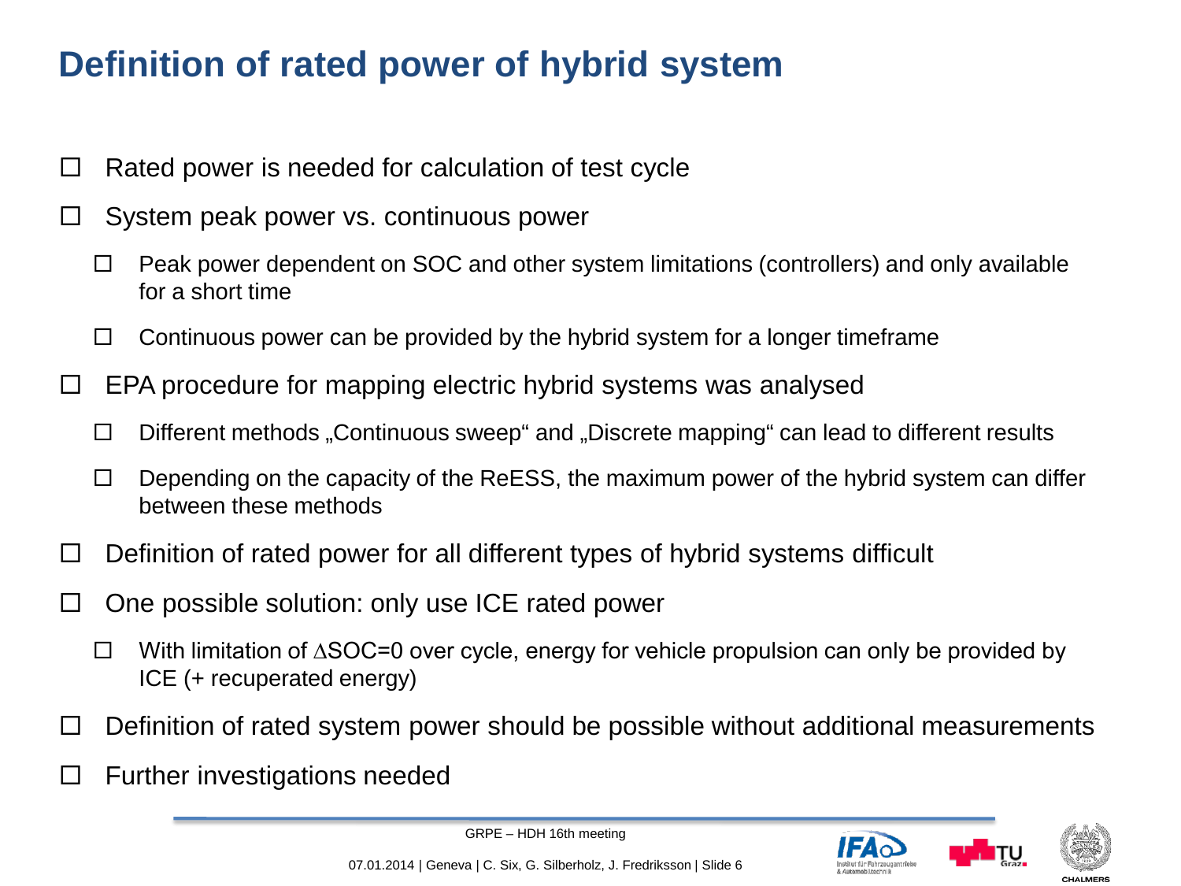# Definition of rated power of hybrid system

- Rated power is needed for calculation of test cycle
- System peak power vs. continuous power
  - Peak power dependent on SOC and other system limitations (controllers) and only available for a short time
  - Continuous power can be provided by the hybrid system for a longer timeframe
- EPA procedure for mapping electric hybrid systems was analysed
  - Different methods „Continuous sweep“ and „Discrete mapping“ can lead to different results
  - Depending on the capacity of the ReESS, the maximum power of the hybrid system can differ between these methods
- Definition of rated power for all different types of hybrid systems difficult
- One possible solution: only use ICE rated power
  - With limitation of $\Delta$SOC=0 over cycle, energy for vehicle propulsion can only be provided by ICE (+ recuperated energy)
- Definition of rated system power should be possible without additional measurements
- Further investigations needed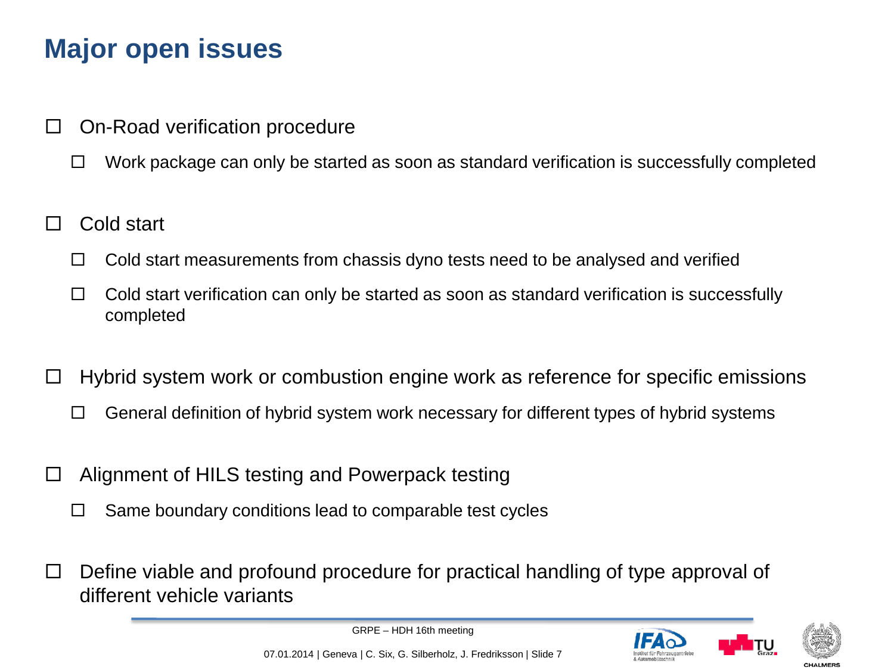# Major open issues

- On-Road verification procedure
  - Work package can only be started as soon as standard verification is successfully completed
- Cold start
  - Cold start measurements from chassis dyno tests need to be analysed and verified
  - Cold start verification can only be started as soon as standard verification is successfully completed
- Hybrid system work or combustion engine work as reference for specific emissions
  - General definition of hybrid system work necessary for different types of hybrid systems
- Alignment of HILS testing and Powerpack testing
  - Same boundary conditions lead to comparable test cycles
- Define viable and profound procedure for practical handling of type approval of different vehicle variants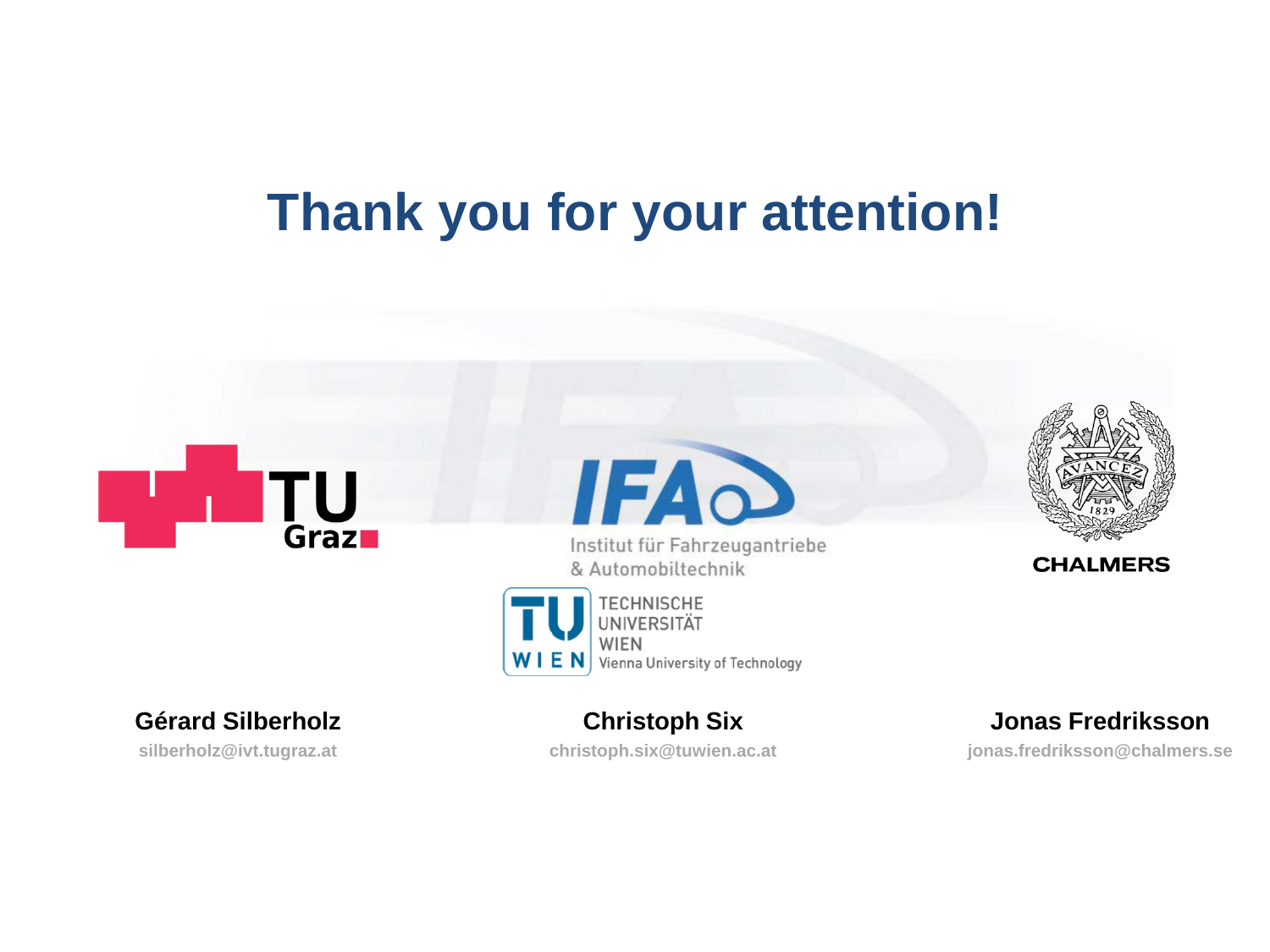# Thank you for you attention!

**Gérard Silberholz**
silberholz@ivt.tugraz.at

**Christoph Six**
christoph.six@tuwien.ac.at

**Jonas Fredriksson**
jonas.fredriksson@chalmers.se

# Thank you for your attention!

**Gérard Silberholz**
silberholz@ivt.tugraz.at

**Christoph Six**
christoph.six@tuwien.ac.at

**Jonas Fredriksson**
jonas.fredriksson@chalmers.se